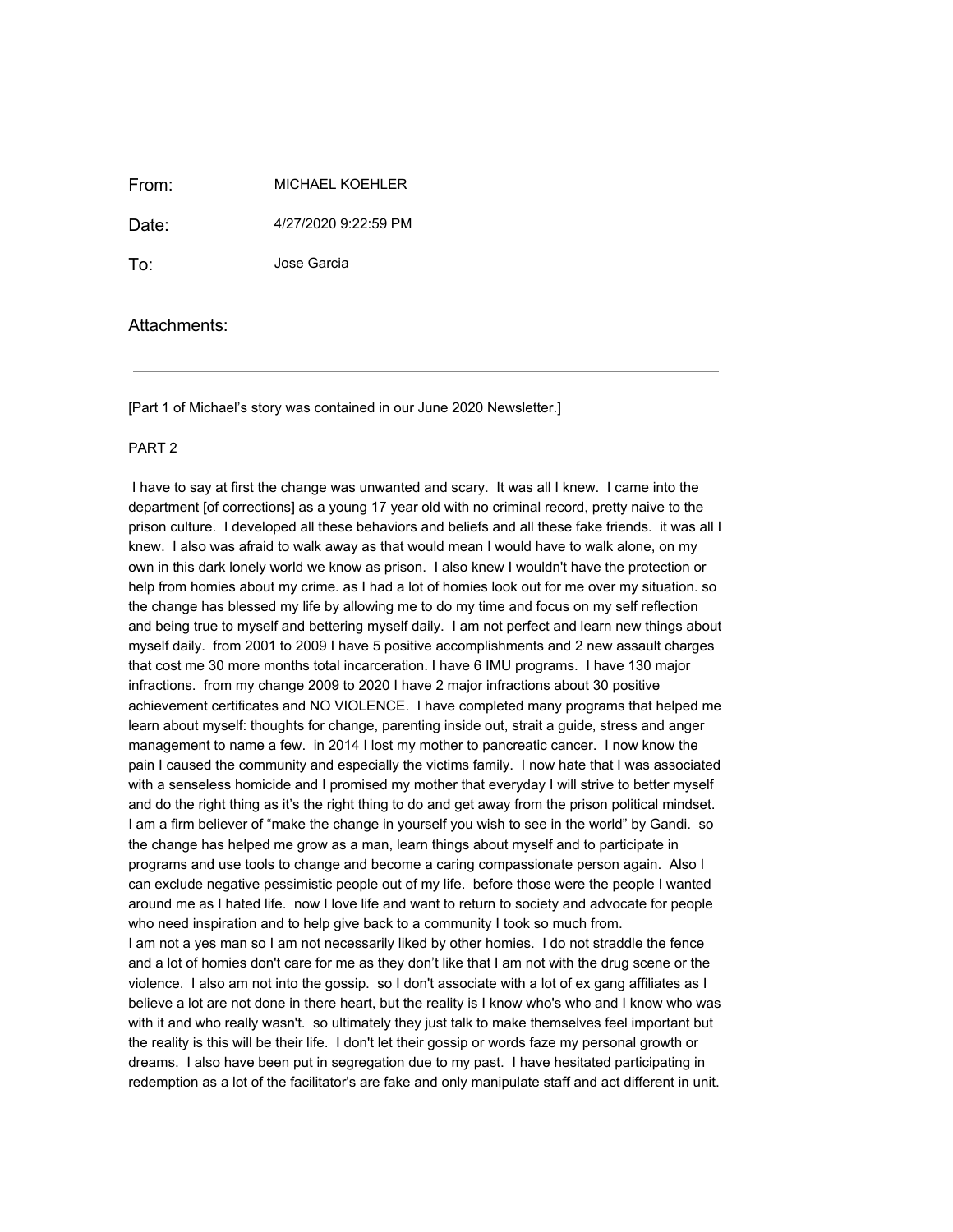From: MICHAEL KOEHLER

Date: 4/27/2020 9:22:59 PM

To: Jose Garcia

Attachments:

---

[Part 1 of Michael's story was contained in our June 2020 Newsletter.]

PART 2

I have to say at first the change was unwanted and scary. It was all I knew. I came into the department [of corrections] as a young 17 year old with no criminal record, pretty naive to the prison culture. I developed all these behaviors and beliefs and all these fake friends. it was all I knew. I also was afraid to walk away as that would mean I would have to walk alone, on my own in this dark lonely world we know as prison. I also knew I wouldn't have the protection or help from homies about my crime. as I had a lot of homies look out for me over my situation. so the change has blessed my life by allowing me to do my time and focus on my self reflection and being true to myself and bettering myself daily. I am not perfect and learn new things about myself daily. from 2001 to 2009 I have 5 positive accomplishments and 2 new assault charges that cost me 30 more months total incarceration. I have 6 IMU programs. I have 130 major infractions. from my change 2009 to 2020 I have 2 major infractions about 30 positive achievement certificates and NO VIOLENCE. I have completed many programs that helped me learn about myself: thoughts for change, parenting inside out, strait a guide, stress and anger management to name a few. in 2014 I lost my mother to pancreatic cancer. I now know the pain I caused the community and especially the victims family. I now hate that I was associated with a senseless homicide and I promised my mother that everyday I will strive to better myself and do the right thing as it's the right thing to do and get away from the prison political mindset. I am a firm believer of "make the change in yourself you wish to see in the world" by Gandi. so the change has helped me grow as a man, learn things about myself and to participate in programs and use tools to change and become a caring compassionate person again. Also I can exclude negative pessimistic people out of my life. before those were the people I wanted around me as I hated life. now I love life and want to return to society and advocate for people who need inspiration and to help give back to a community I took so much from.

I am not a yes man so I am not necessarily liked by other homies. I do not straddle the fence and a lot of homies don't care for me as they don't like that I am not with the drug scene or the violence. I also am not into the gossip. so I don't associate with a lot of ex gang affiliates as I believe a lot are not done in there heart, but the reality is I know who's who and I know who was with it and who really wasn't. so ultimately they just talk to make themselves feel important but the reality is this will be their life. I don't let their gossip or words faze my personal growth or dreams. I also have been put in segregation due to my past. I have hesitated participating in redemption as a lot of the facilitator's are fake and only manipulate staff and act different in unit.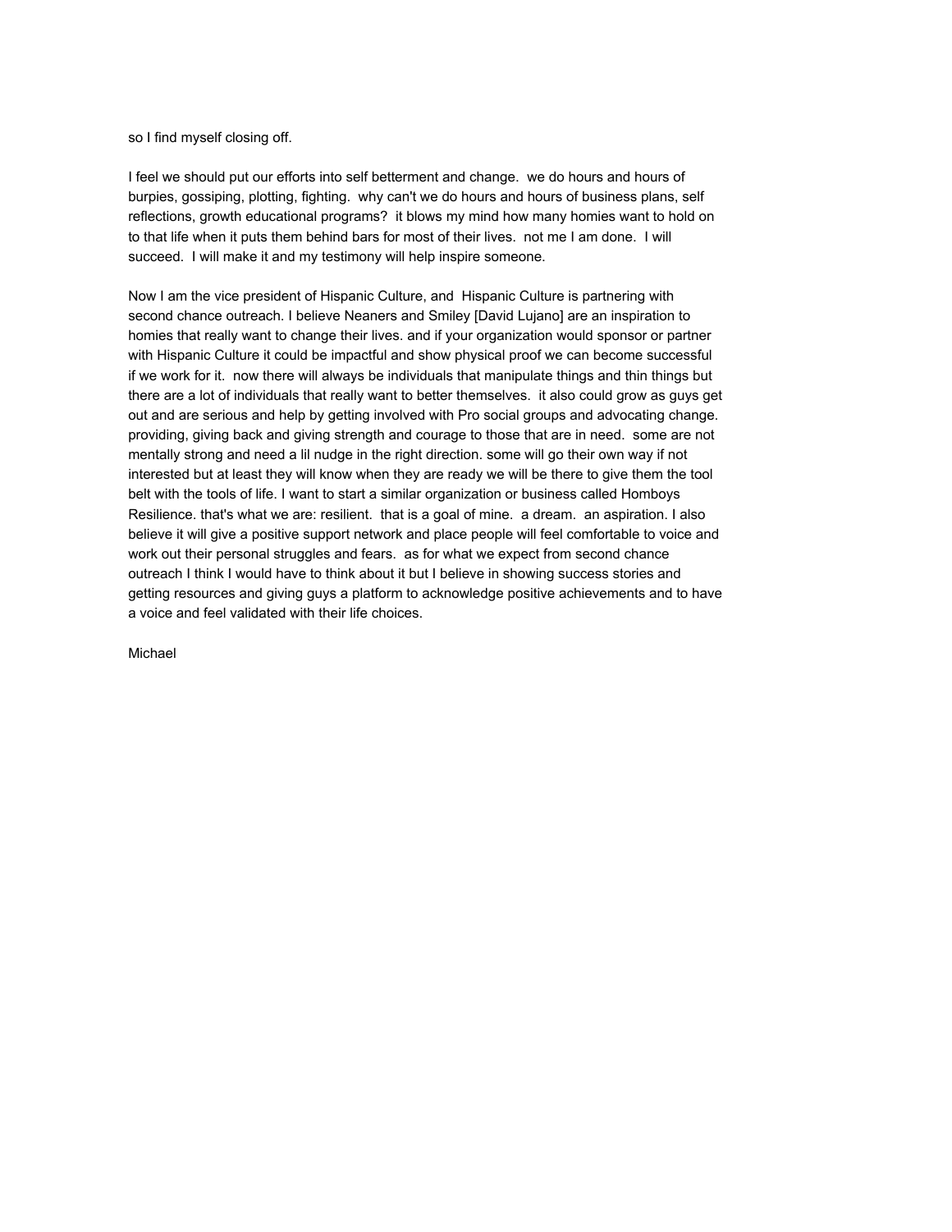so I find myself closing off.

I feel we should put our efforts into self betterment and change.  we do hours and hours of burpies, gossiping, plotting, fighting.  why can't we do hours and hours of business plans, self reflections, growth educational programs?  it blows my mind how many homies want to hold on to that life when it puts them behind bars for most of their lives.  not me I am done.  I will succeed.  I will make it and my testimony will help inspire someone.

Now I am the vice president of Hispanic Culture, and  Hispanic Culture is partnering with second chance outreach. I believe Neaners and Smiley [David Lujano] are an inspiration to homies that really want to change their lives. and if your organization would sponsor or partner with Hispanic Culture it could be impactful and show physical proof we can become successful if we work for it.  now there will always be individuals that manipulate things and thin things but there are a lot of individuals that really want to better themselves.  it also could grow as guys get out and are serious and help by getting involved with Pro social groups and advocating change. providing, giving back and giving strength and courage to those that are in need.  some are not mentally strong and need a lil nudge in the right direction. some will go their own way if not interested but at least they will know when they are ready we will be there to give them the tool belt with the tools of life. I want to start a similar organization or business called Homboys Resilience. that's what we are: resilient.  that is a goal of mine.  a dream.  an aspiration. I also believe it will give a positive support network and place people will feel comfortable to voice and work out their personal struggles and fears.  as for what we expect from second chance outreach I think I would have to think about it but I believe in showing success stories and getting resources and giving guys a platform to acknowledge positive achievements and to have a voice and feel validated with their life choices.

Michael